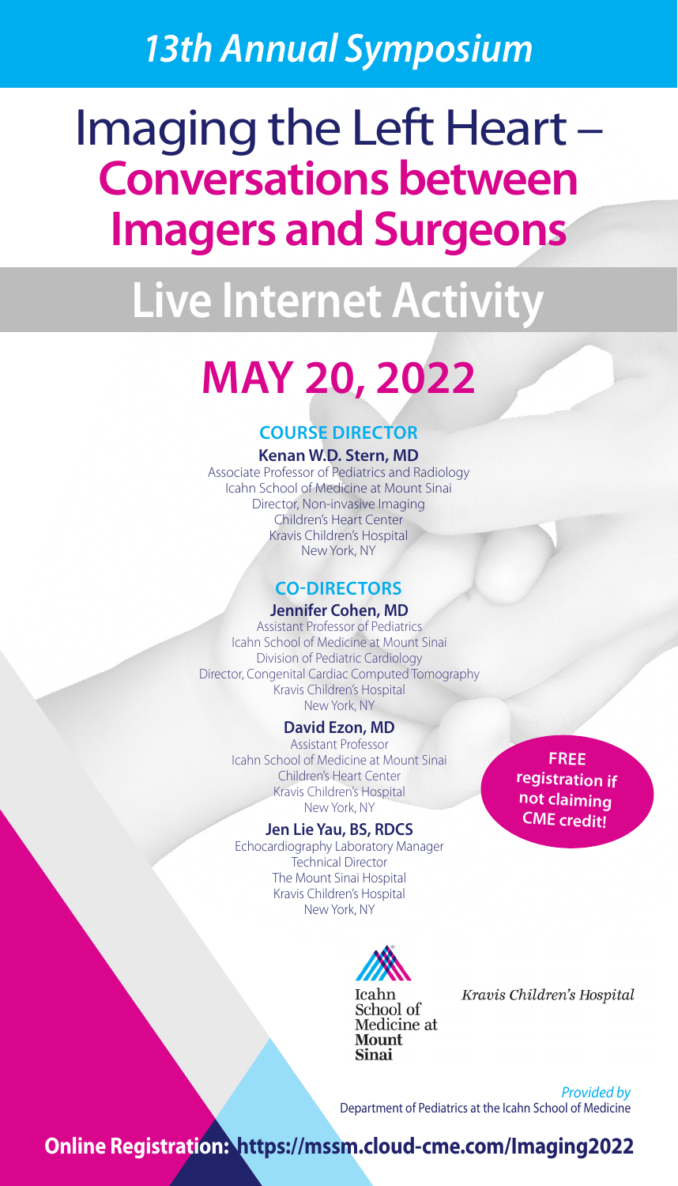## *13th Annual Symposium*

# Imaging the Left Heart – **Conversations between Imagers and Surgeons**

## Live Internet Activity

# MAY 20, 2022

### COURSE DIRECTOR

**Kenan W.D. Stern, MD**
Associate Professor of Pediatrics and Radiology
Icahn School of Medicine at Mount Sinai
Director, Non-invasive Imaging
Children's Heart Center
Kravis Children's Hospital
New York, NY

### CO-DIRECTORS

**Jennifer Cohen, MD**
Assistant Professor of Pediatrics
Icahn School of Medicine at Mount Sinai
Division of Pediatric Cardiology
Director, Congenital Cardiac Computed Tomography
Kravis Children's Hospital
New York, NY

**David Ezon, MD**
Assistant Professor
Icahn School of Medicine at Mount Sinai
Children's Heart Center
Kravis Children's Hospital
New York, NY

**Jen Lie Yau, BS, RDCS**
Echocardiography Laboratory Manager
Technical Director
The Mount Sinai Hospital
Kravis Children's Hospital
New York, NY

**FREE registration if not claiming CME credit!**

Icahn School of Medicine at Mount Sinai

*Kravis Children's Hospital*

*Provided by*
Department of Pediatrics at the Icahn School of Medicine

**Online Registration: https://mssm.cloud-cme.com/Imaging2022**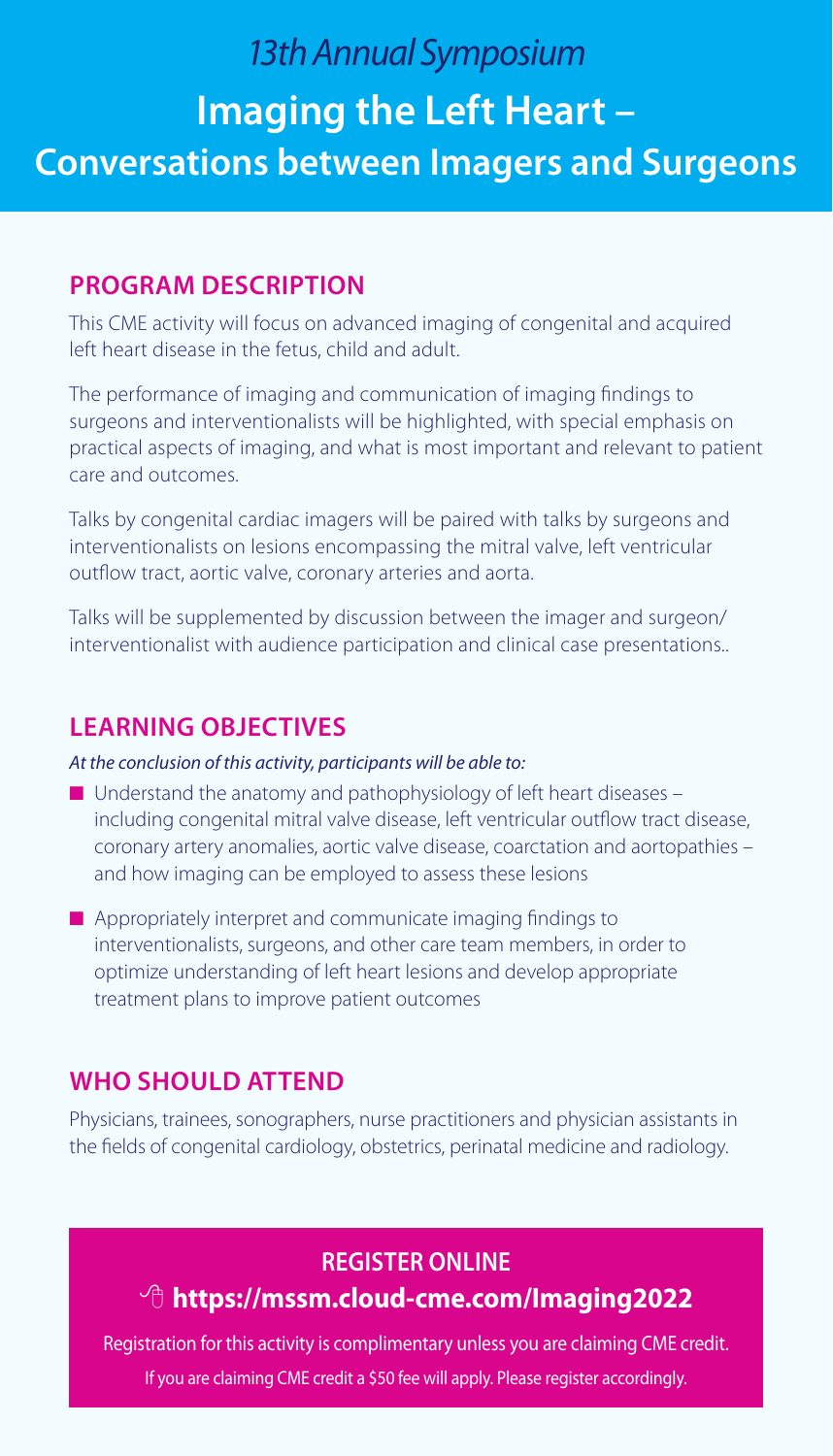*13th Annual Symposium*

# Imaging the Left Heart – Conversations between Imagers and Surgeons

## PROGRAM DESCRIPTION

This CME activity will focus on advanced imaging of congenital and acquired left heart disease in the fetus, child and adult.

The performance of imaging and communication of imaging findings to surgeons and interventionalists will be highlighted, with special emphasis on practical aspects of imaging, and what is most important and relevant to patient care and outcomes.

Talks by congenital cardiac imagers will be paired with talks by surgeons and interventionalists on lesions encompassing the mitral valve, left ventricular outflow tract, aortic valve, coronary arteries and aorta.

Talks will be supplemented by discussion between the imager and surgeon/interventionalist with audience participation and clinical case presentations..

## LEARNING OBJECTIVES

*At the conclusion of this activity, participants will be able to:*

- Understand the anatomy and pathophysiology of left heart diseases – including congenital mitral valve disease, left ventricular outflow tract disease, coronary artery anomalies, aortic valve disease, coarctation and aortopathies – and how imaging can be employed to assess these lesions
- Appropriately interpret and communicate imaging findings to interventionalists, surgeons, and other care team members, in order to optimize understanding of left heart lesions and develop appropriate treatment plans to improve patient outcomes

## WHO SHOULD ATTEND

Physicians, trainees, sonographers, nurse practitioners and physician assistants in the fields of congenital cardiology, obstetrics, perinatal medicine and radiology.

## REGISTER ONLINE

**https://mssm.cloud-cme.com/Imaging2022**

Registration for this activity is complimentary unless you are claiming CME credit.
If you are claiming CME credit a $50 fee will apply. Please register accordingly.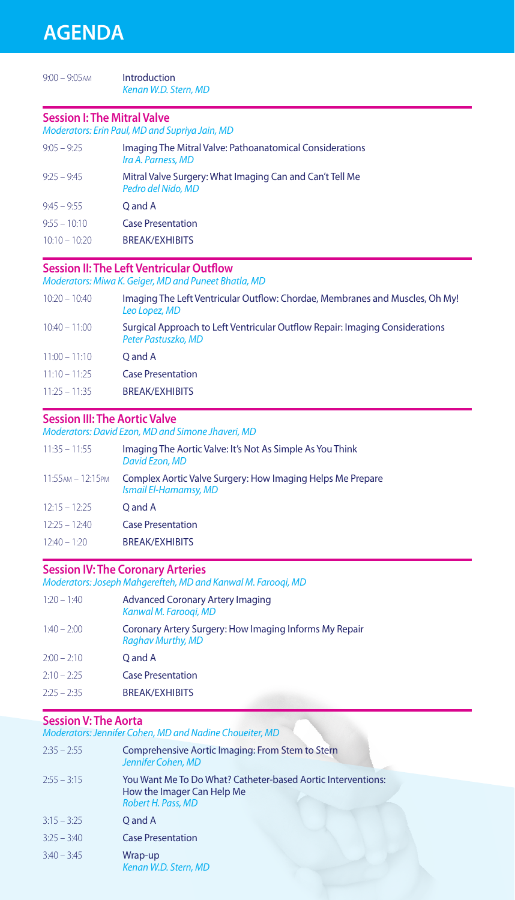# AGENDA

| | |
|---|---|
| 9:00 – 9:05AM | Introduction<br>*Kenan W.D. Stern, MD* |

## Session I: The Mitral Valve

*Moderators: Erin Paul, MD and Supriya Jain, MD*

| | |
|---|---|
| 9:05 – 9:25 | Imaging The Mitral Valve: Pathoanatomical Considerations<br>*Ira A. Parness, MD* |
| 9:25 – 9:45 | Mitral Valve Surgery: What Imaging Can and Can't Tell Me<br>*Pedro del Nido, MD* |
| 9:45 – 9:55 | Q and A |
| 9:55 – 10:10 | Case Presentation |
| 10:10 – 10:20 | BREAK/EXHIBITS |

## Session II: The Left Ventricular Outflow

*Moderators: Miwa K. Geiger, MD and Puneet Bhatla, MD*

| | |
|---|---|
| 10:20 – 10:40 | Imaging The Left Ventricular Outflow: Chordae, Membranes and Muscles, Oh My!<br>*Leo Lopez, MD* |
| 10:40 – 11:00 | Surgical Approach to Left Ventricular Outflow Repair: Imaging Considerations<br>*Peter Pastuszko, MD* |
| 11:00 – 11:10 | Q and A |
| 11:10 – 11:25 | Case Presentation |
| 11:25 – 11:35 | BREAK/EXHIBITS |

## Session III: The Aortic Valve

*Moderators: David Ezon, MD and Simone Jhaveri, MD*

| | |
|---|---|
| 11:35 – 11:55 | Imaging The Aortic Valve: It's Not As Simple As You Think<br>*David Ezon, MD* |
| 11:55AM – 12:15PM | Complex Aortic Valve Surgery: How Imaging Helps Me Prepare<br>*Ismail El-Hamamsy, MD* |
| 12:15 – 12:25 | Q and A |
| 12:25 – 12:40 | Case Presentation |
| 12:40 – 1:20 | BREAK/EXHIBITS |

## Session IV: The Coronary Arteries

*Moderators: Joseph Mahgerefteh, MD and Kanwal M. Farooqi, MD*

| | |
|---|---|
| 1:20 – 1:40 | Advanced Coronary Artery Imaging<br>*Kanwal M. Farooqi, MD* |
| 1:40 – 2:00 | Coronary Artery Surgery: How Imaging Informs My Repair<br>*Raghav Murthy, MD* |
| 2:00 – 2:10 | Q and A |
| 2:10 – 2:25 | Case Presentation |
| 2:25 – 2:35 | BREAK/EXHIBITS |

## Session V: The Aorta

*Moderators: Jennifer Cohen, MD and Nadine Choueiter, MD*

| | |
|---|---|
| 2:35 – 2:55 | Comprehensive Aortic Imaging: From Stem to Stern<br>*Jennifer Cohen, MD* |
| 2:55 – 3:15 | You Want Me To Do What? Catheter-based Aortic Interventions: How the Imager Can Help Me<br>*Robert H. Pass, MD* |
| 3:15 – 3:25 | Q and A |
| 3:25 – 3:40 | Case Presentation |
| 3:40 – 3:45 | Wrap-up<br>*Kenan W.D. Stern, MD* |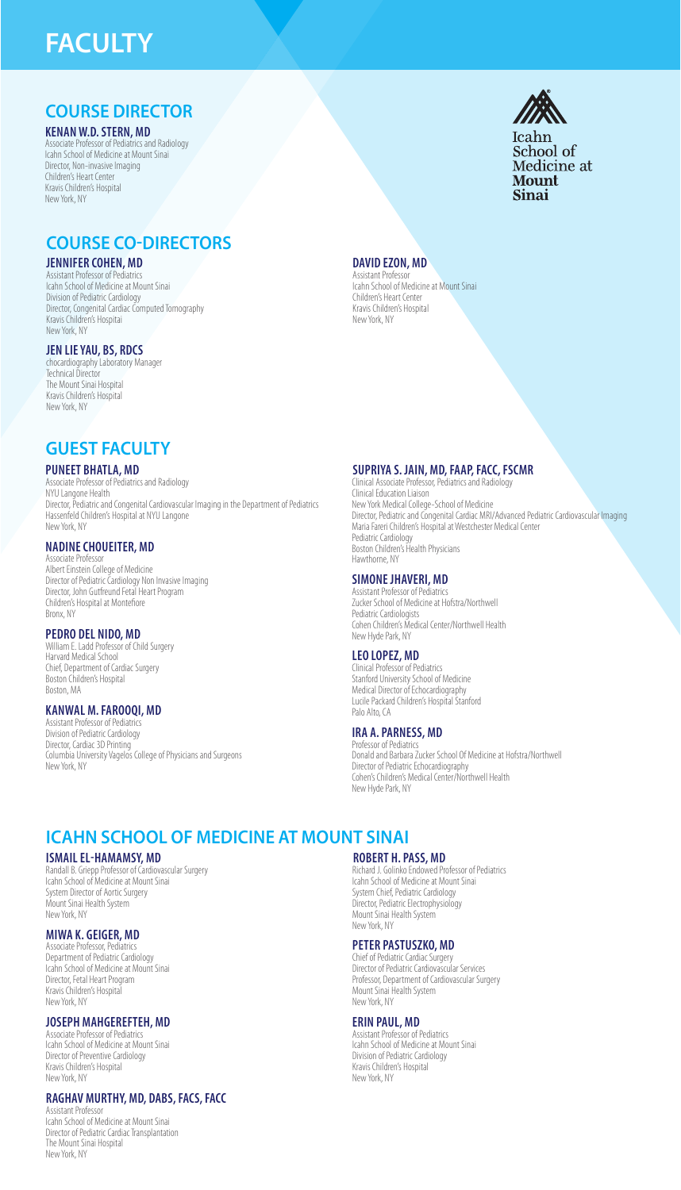# FACULTY

## COURSE DIRECTOR

### KENAN W.D. STERN, MD

Associate Professor of Pediatrics and Radiology
Icahn School of Medicine at Mount Sinai
Director, Non-invasive Imaging
Children's Heart Center
Kravis Children's Hospital
New York, NY

Icahn School of Medicine at Mount Sinai

## COURSE CO-DIRECTORS

### JENNIFER COHEN, MD

Assistant Professor of Pediatrics
Icahn School of Medicine at Mount Sinai
Division of Pediatric Cardiology
Director, Congenital Cardiac Computed Tomography
Kravis Children's Hospitai
New York, NY

### JEN LIE YAU, BS, RDCS

chocardiography Laboratory Manager
Technical Director
The Mount Sinai Hospital
Kravis Children's Hospital
New York, NY

### DAVID EZON, MD

Assistant Professor
Icahn School of Medicine at Mount Sinai
Children's Heart Center
Kravis Children's Hospital
New York, NY

## GUEST FACULTY

### PUNEET BHATLA, MD

Associate Professor of Pediatrics and Radiology
NYU Langone Health
Director, Pediatric and Congenital Cardiovascular Imaging in the Department of Pediatrics
Hassenfeld Children's Hospital at NYU Langone
New York, NY

### NADINE CHOUEITER, MD

Associate Professor
Albert Einstein College of Medicine
Director of Pediatric Cardiology Non Invasive Imaging
Director, John Gutfreund Fetal Heart Program
Children's Hospital at Montefiore
Bronx, NY

### PEDRO DEL NIDO, MD

William E. Ladd Professor of Child Surgery
Harvard Medical School
Chief, Department of Cardiac Surgery
Boston Children's Hospital
Boston, MA

### KANWAL M. FAROOQI, MD

Assistant Professor of Pediatrics
Division of Pediatric Cardiology
Director, Cardiac 3D Printing
Columbia University Vagelos College of Physicians and Surgeons
New York, NY

### SUPRIYA S. JAIN, MD, FAAP, FACC, FSCMR

Clinical Associate Professor, Pediatrics and Radiology
Clinical Education Liaison
New York Medical College-School of Medicine
Director, Pediatric and Congenital Cardiac MRI/Advanced Pediatric Cardiovascular Imaging
Maria Fareri Children's Hospital at Westchester Medical Center
Pediatric Cardiology
Boston Children's Health Physicians
Hawthorne, NY

### SIMONE JHAVERI, MD

Assistant Professor of Pediatrics
Zucker School of Medicine at Hofstra/Northwell
Pediatric Cardiologists
Cohen Children's Medical Center/Northwell Health
New Hyde Park, NY

### LEO LOPEZ, MD

Clinical Professor of Pediatrics
Stanford University School of Medicine
Medical Director of Echocardiography
Lucile Packard Children's Hospital Stanford
Palo Alto, CA

### IRA A. PARNESS, MD

Professor of Pediatrics
Donald and Barbara Zucker School Of Medicine at Hofstra/Northwell
Director of Pediatric Echocardiography
Cohen's Children's Medical Center/Northwell Health
New Hyde Park, NY

## ICAHN SCHOOL OF MEDICINE AT MOUNT SINAI

### ISMAIL EL-HAMAMSY, MD

Randall B. Griepp Professor of Cardiovascular Surgery
Icahn School of Medicine at Mount Sinai
System Director of Aortic Surgery
Mount Sinai Health System
New York, NY

### MIWA K. GEIGER, MD

Associate Professor, Pediatrics
Department of Pediatric Cardiology
Icahn School of Medicine at Mount Sinai
Director, Fetal Heart Program
Kravis Children's Hospital
New York, NY

### JOSEPH MAHGEREFTEH, MD

Associate Professor of Pediatrics
Icahn School of Medicine at Mount Sinai
Director of Preventive Cardiology
Kravis Children's Hospital
New York, NY

### RAGHAV MURTHY, MD, DABS, FACS, FACC

Assistant Professor
Icahn School of Medicine at Mount Sinai
Director of Pediatric Cardiac Transplantation
The Mount Sinai Hospital
New York, NY

### ROBERT H. PASS, MD

Richard J. Golinko Endowed Professor of Pediatrics
Icahn School of Medicine at Mount Sinai
System Chief, Pediatric Cardiology
Director, Pediatric Electrophysiology
Mount Sinai Health System
New York, NY

### PETER PASTUSZKO, MD

Chief of Pediatric Cardiac Surgery
Director of Pediatric Cardiovascular Services
Professor, Department of Cardiovascular Surgery
Mount Sinai Health System
New York, NY

### ERIN PAUL, MD

Assistant Professor of Pediatrics
Icahn School of Medicine at Mount Sinai
Division of Pediatric Cardiology
Kravis Children's Hospital
New York, NY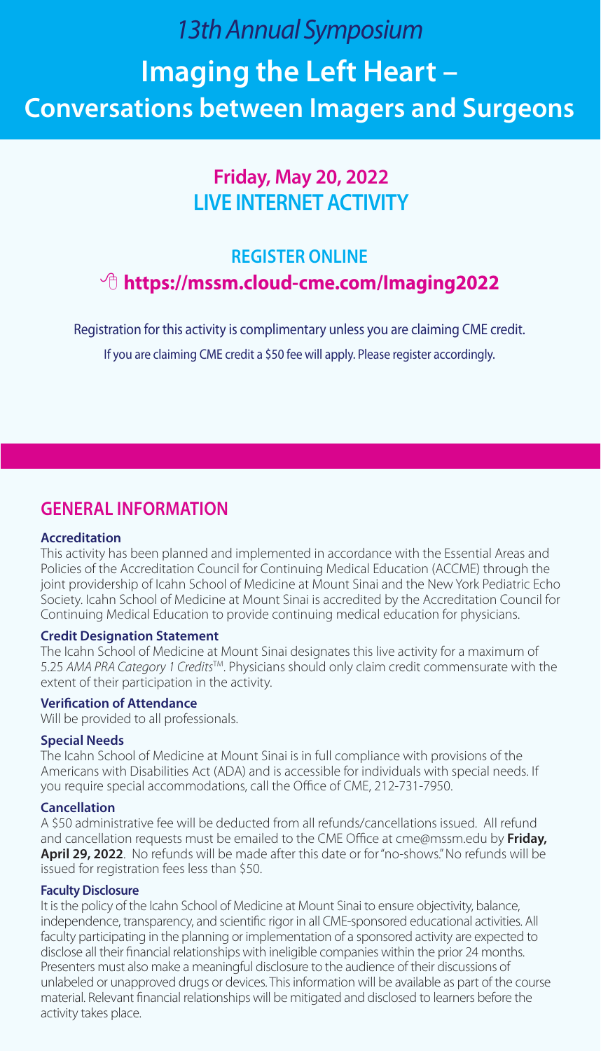*13th Annual Symposium*

# Imaging the Left Heart – Conversations between Imagers and Surgeons

## Friday, May 20, 2022
## LIVE INTERNET ACTIVITY

### REGISTER ONLINE
### https://mssm.cloud-cme.com/Imaging2022

Registration for this activity is complimentary unless you are claiming CME credit.

If you are claiming CME credit a $50 fee will apply. Please register accordingly.

## GENERAL INFORMATION

**Accreditation**

This activity has been planned and implemented in accordance with the Essential Areas and Policies of the Accreditation Council for Continuing Medical Education (ACCME) through the joint providership of Icahn School of Medicine at Mount Sinai and the New York Pediatric Echo Society. Icahn School of Medicine at Mount Sinai is accredited by the Accreditation Council for Continuing Medical Education to provide continuing medical education for physicians.

**Credit Designation Statement**

The Icahn School of Medicine at Mount Sinai designates this live activity for a maximum of 5.25 *AMA PRA Category 1 Credits*™. Physicians should only claim credit commensurate with the extent of their participation in the activity.

**Verification of Attendance**

Will be provided to all professionals.

**Special Needs**

The Icahn School of Medicine at Mount Sinai is in full compliance with provisions of the Americans with Disabilities Act (ADA) and is accessible for individuals with special needs. If you require special accommodations, call the Office of CME, 212-731-7950.

**Cancellation**

A $50 administrative fee will be deducted from all refunds/cancellations issued. All refund and cancellation requests must be emailed to the CME Office at cme@mssm.edu by **Friday, April 29, 2022**. No refunds will be made after this date or for "no-shows." No refunds will be issued for registration fees less than $50.

**Faculty Disclosure**

It is the policy of the Icahn School of Medicine at Mount Sinai to ensure objectivity, balance, independence, transparency, and scientific rigor in all CME-sponsored educational activities. All faculty participating in the planning or implementation of a sponsored activity are expected to disclose all their financial relationships with ineligible companies within the prior 24 months. Presenters must also make a meaningful disclosure to the audience of their discussions of unlabeled or unapproved drugs or devices. This information will be available as part of the course material. Relevant financial relationships will be mitigated and disclosed to learners before the activity takes place.